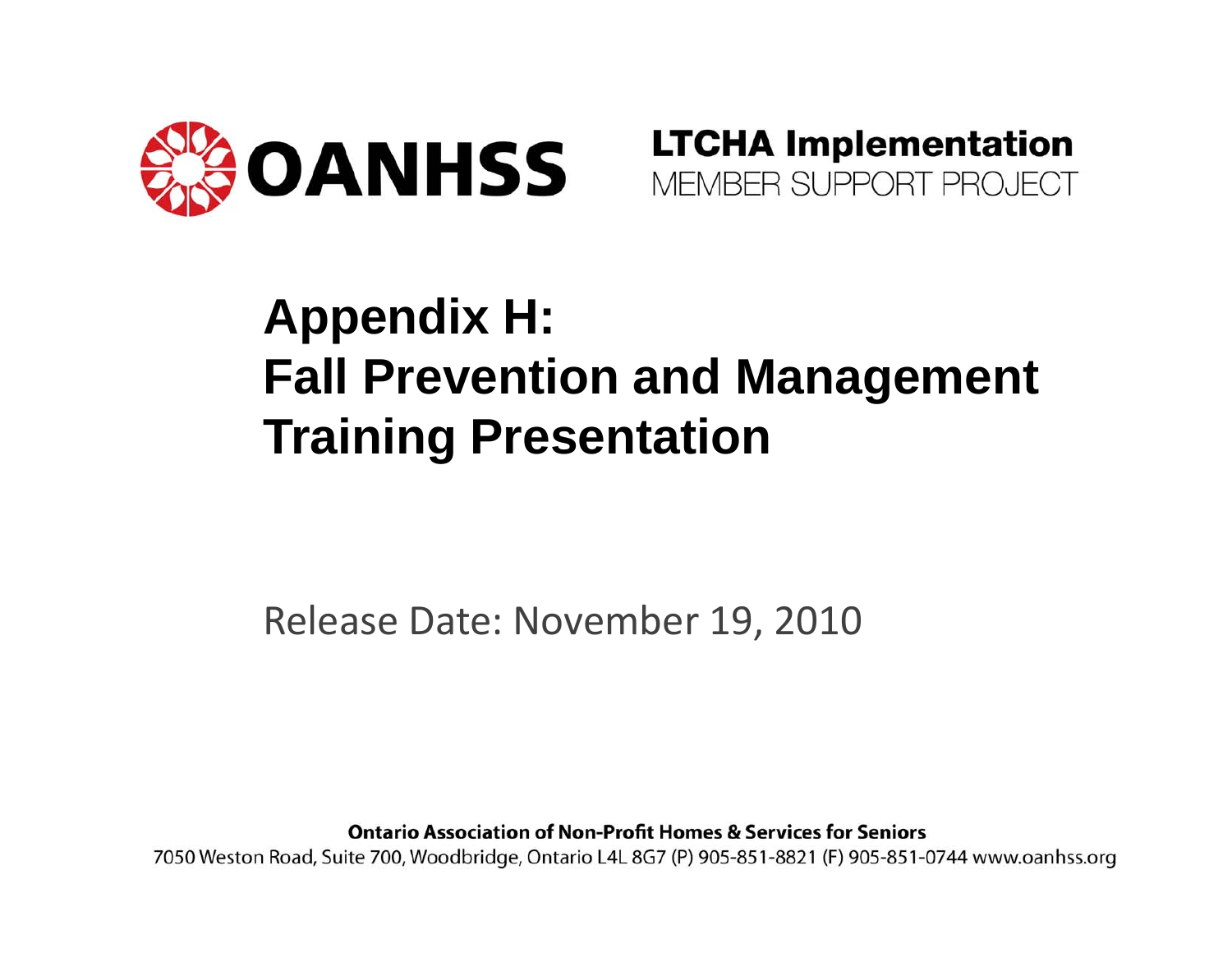**OANHSS**

**LTCHA Implementation**
MEMBER SUPPORT PROJECT

# Appendix H: Fall Prevention and Management Training Presentation

Release Date: November 19, 2010

**Ontario Association of Non-Profit Homes & Services for Seniors**
7050 Weston Road, Suite 700, Woodbridge, Ontario L4L 8G7 (P) 905-851-8821 (F) 905-851-0744 www.oanhss.org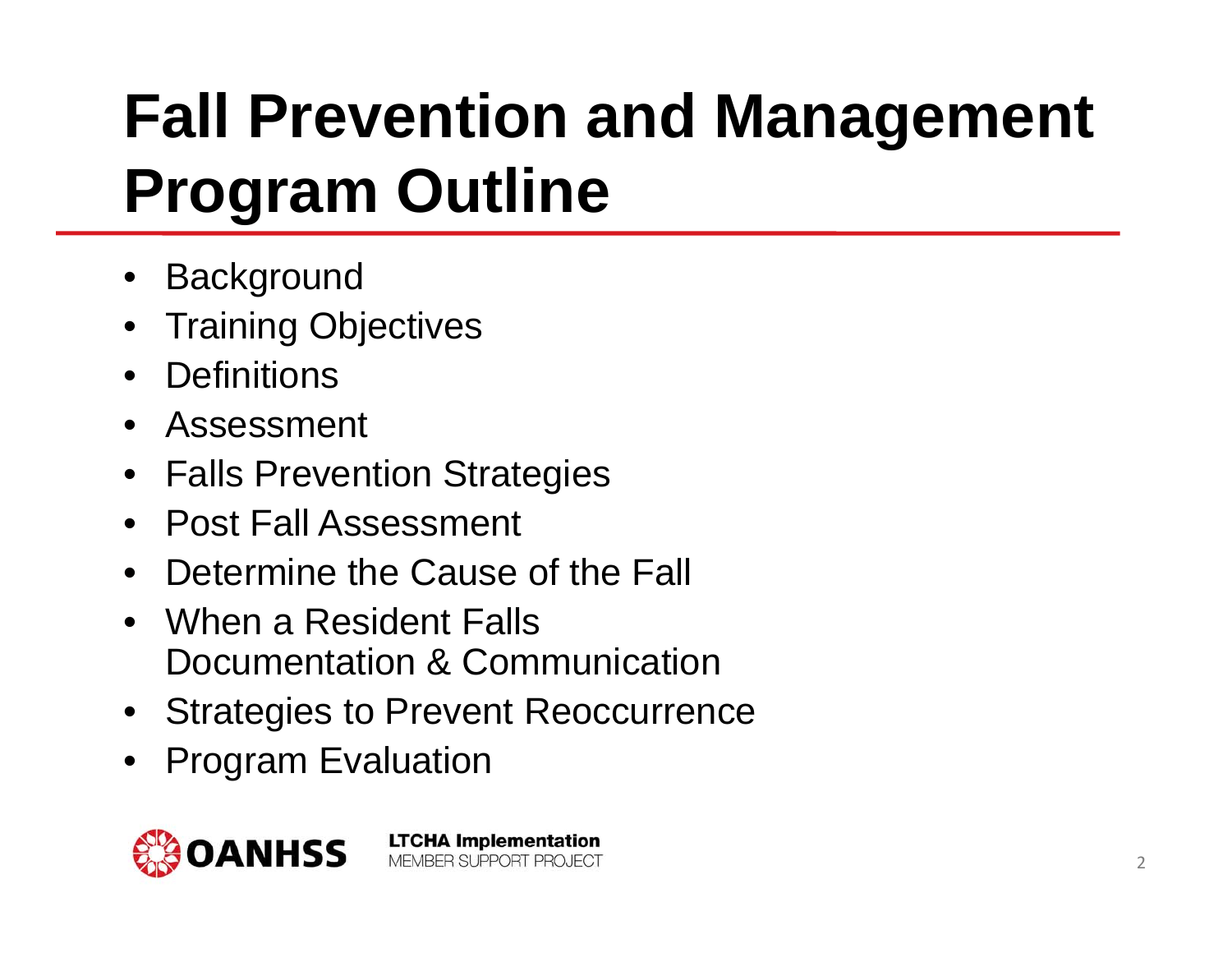# Fall Prevention and Management Program Outline

- Background
- Training Objectives
- Definitions
- Assessment
- Falls Prevention Strategies
- Post Fall Assessment
- Determine the Cause of the Fall
- When a Resident Falls
  Documentation & Communication
- Strategies to Prevent Reoccurrence
- Program Evaluation

OANHSS

**LTCHA Implementation**
MEMBER SUPPORT PROJECT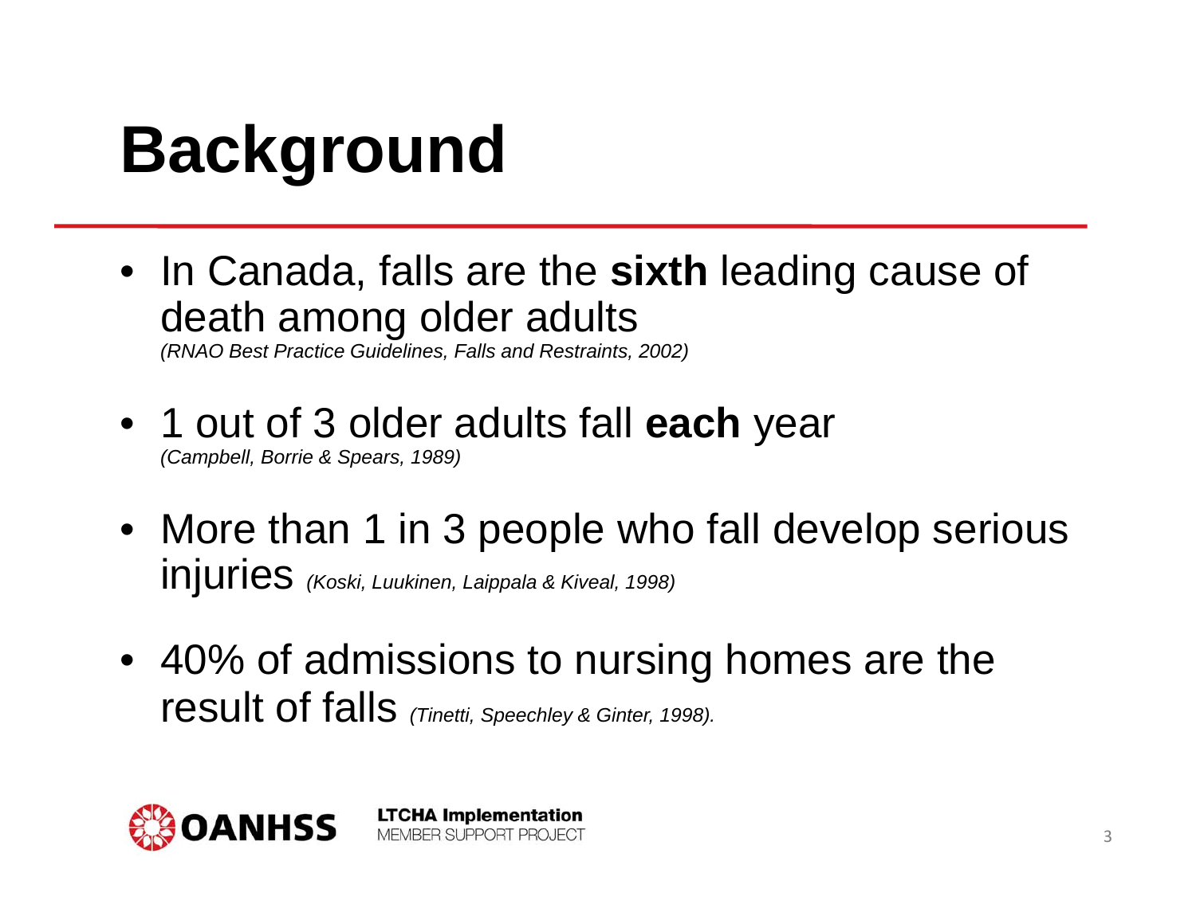# Background

- In Canada, falls are the **sixth** leading cause of death among older adults
  *(RNAO Best Practice Guidelines, Falls and Restraints, 2002)*
- 1 out of 3 older adults fall **each** year
  *(Campbell, Borrie & Spears, 1989)*
- More than 1 in 3 people who fall develop serious injuries *(Koski, Luukinen, Laippala & Kiveal, 1998)*
- 40% of admissions to nursing homes are the result of falls *(Tinetti, Speechley & Ginter, 1998).*

OANHSS

**LTCHA Implementation**
MEMBER SUPPORT PROJECT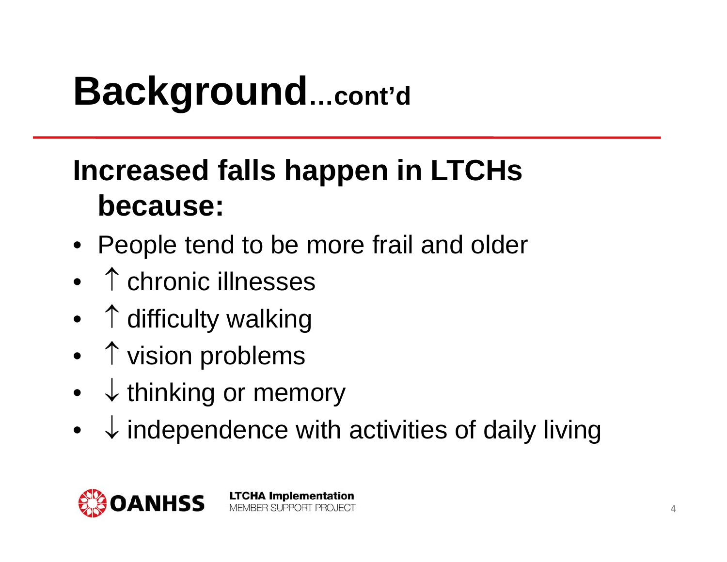# Background...cont'd

## Increased falls happen in LTCHs because:

- People tend to be more frail and older
- ↑ chronic illnesses
- ↑ difficulty walking
- ↑ vision problems
- ↓ thinking or memory
- ↓ independence with activities of daily living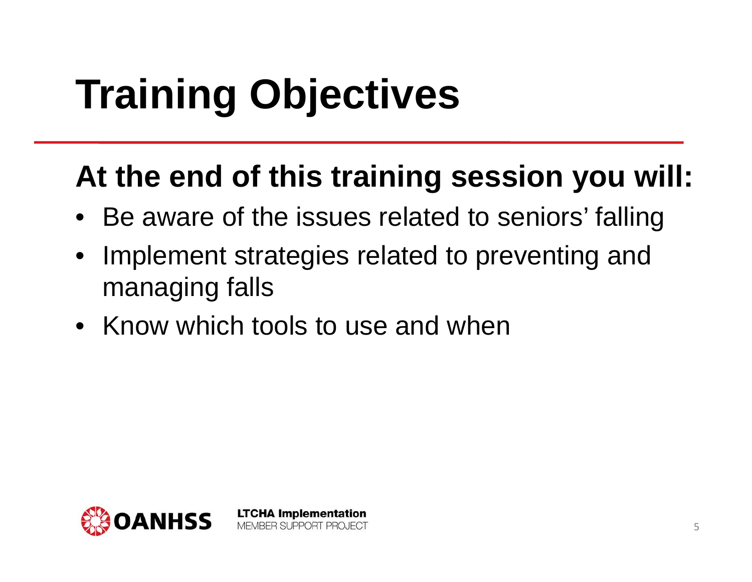# Training Objectives

## At the end of this training session you will:

- Be aware of the issues related to seniors' falling
- Implement strategies related to preventing and managing falls
- Know which tools to use and when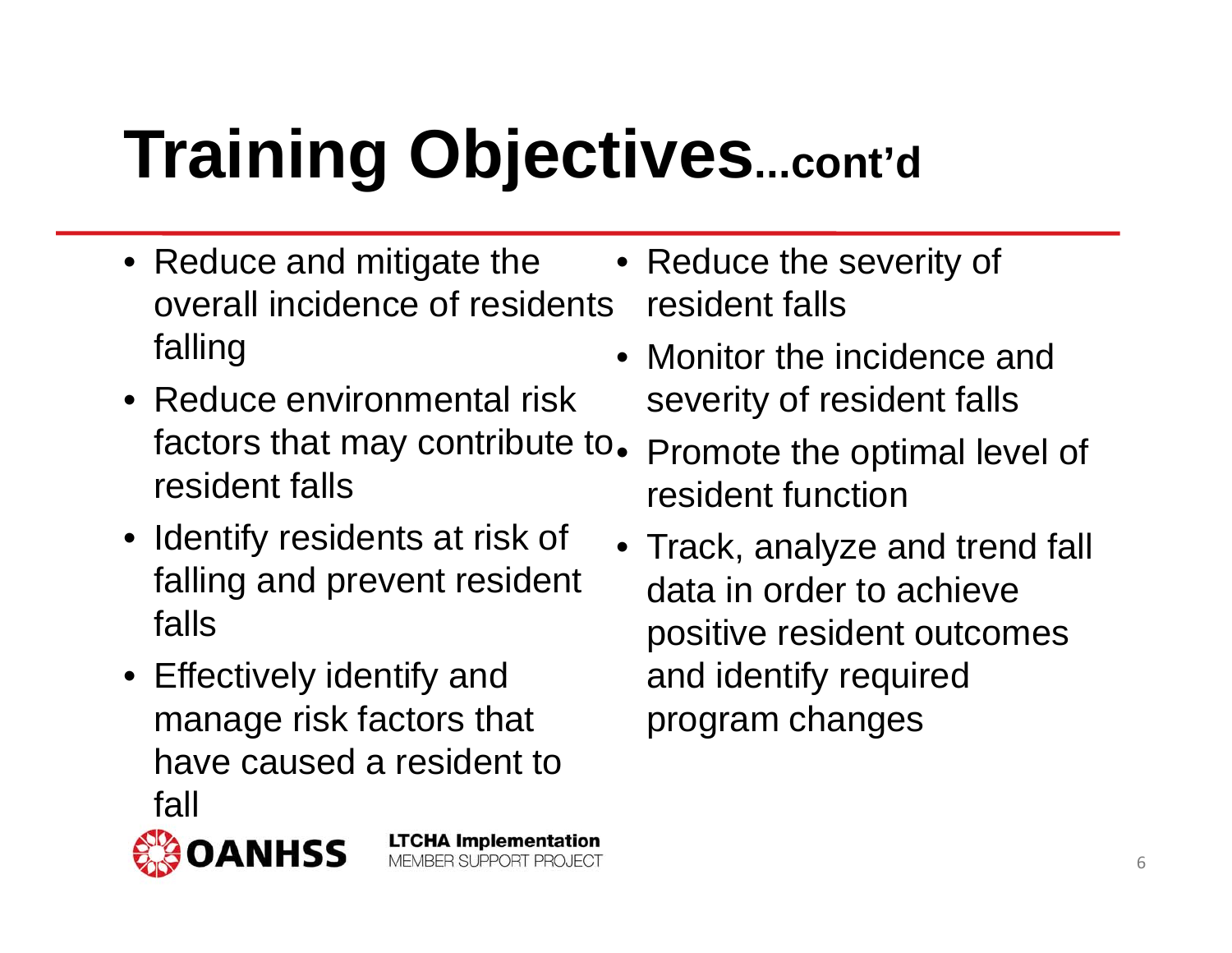# Training Objectives...cont'd

- Reduce and mitigate the overall incidence of residents falling
- Reduce environmental risk factors that may contribute to resident falls
- Identify residents at risk of falling and prevent resident falls
- Effectively identify and manage risk factors that have caused a resident to fall
- Reduce the severity of resident falls
- Monitor the incidence and severity of resident falls
- Promote the optimal level of resident function
- Track, analyze and trend fall data in order to achieve positive resident outcomes and identify required program changes

OANHSS

**LTCHA Implementation**
MEMBER SUPPORT PROJECT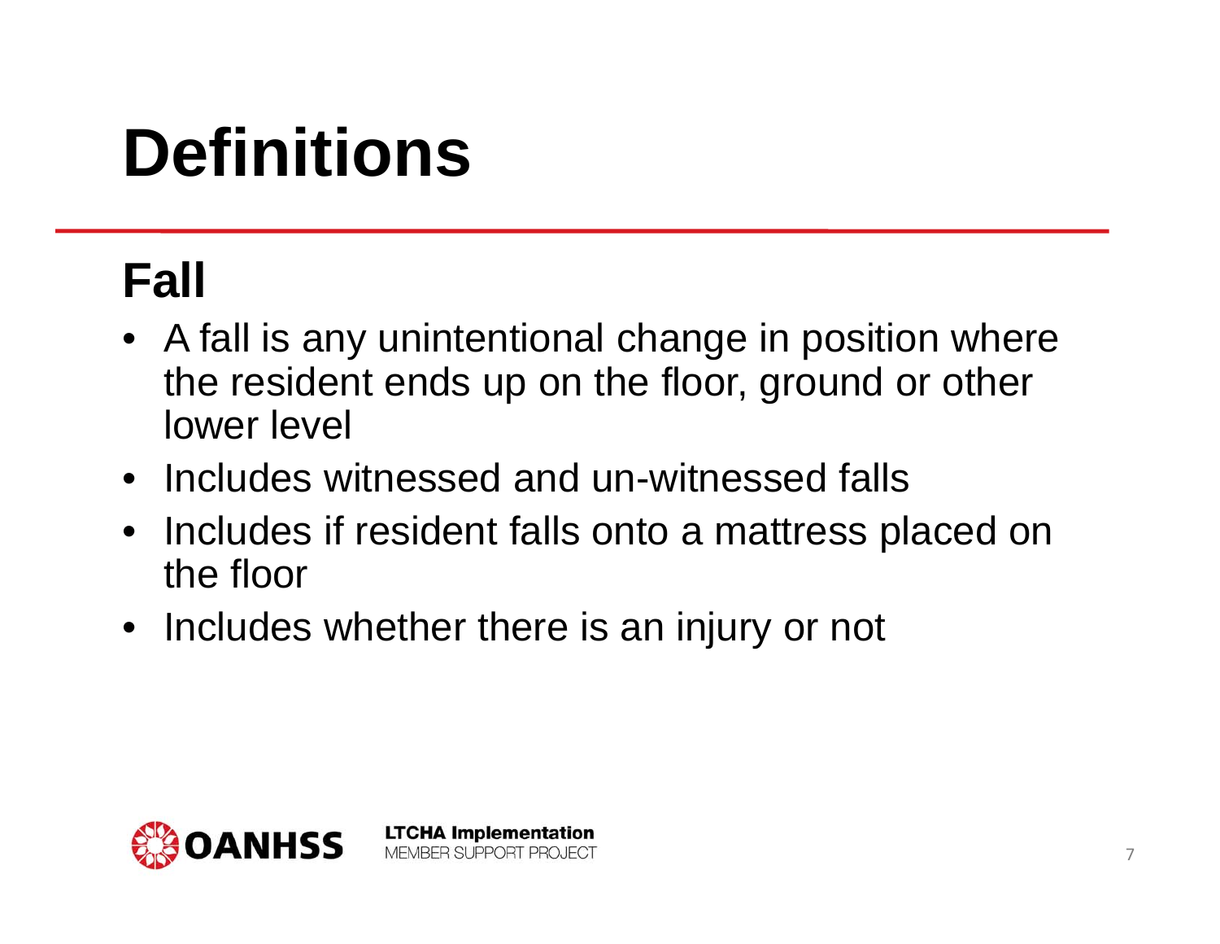# Definitions

## Fall

- A fall is any unintentional change in position where the resident ends up on the floor, ground or other lower level
- Includes witnessed and un-witnessed falls
- Includes if resident falls onto a mattress placed on the floor
- Includes whether there is an injury or not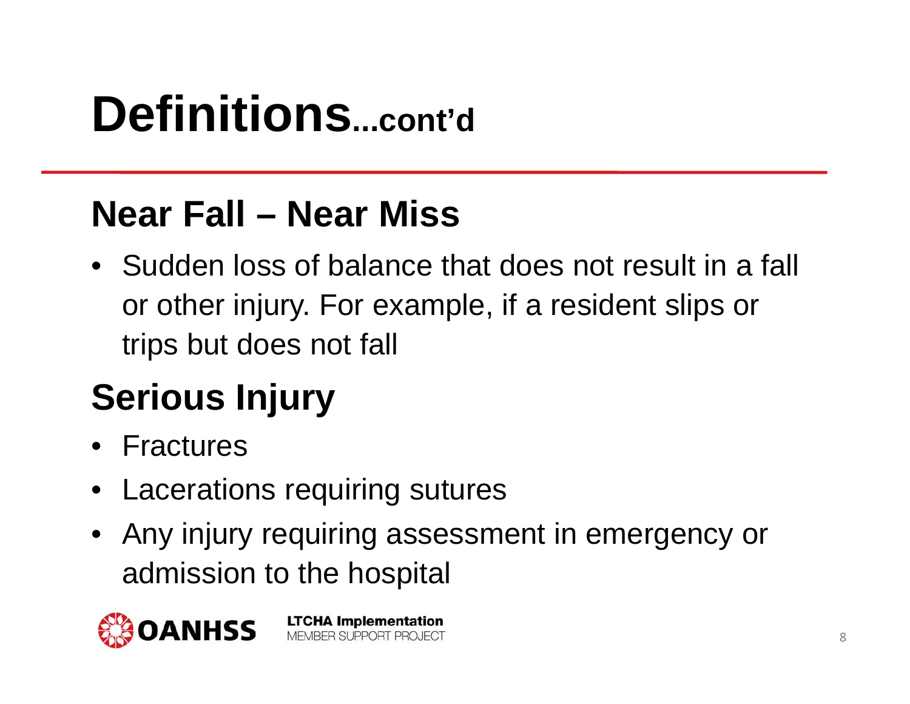# Definitions...cont'd

## Near Fall – Near Miss

- Sudden loss of balance that does not result in a fall or other injury. For example, if a resident slips or trips but does not fall

## Serious Injury

- Fractures
- Lacerations requiring sutures
- Any injury requiring assessment in emergency or admission to the hospital

OANHSS **LTCHA Implementation** MEMBER SUPPORT PROJECT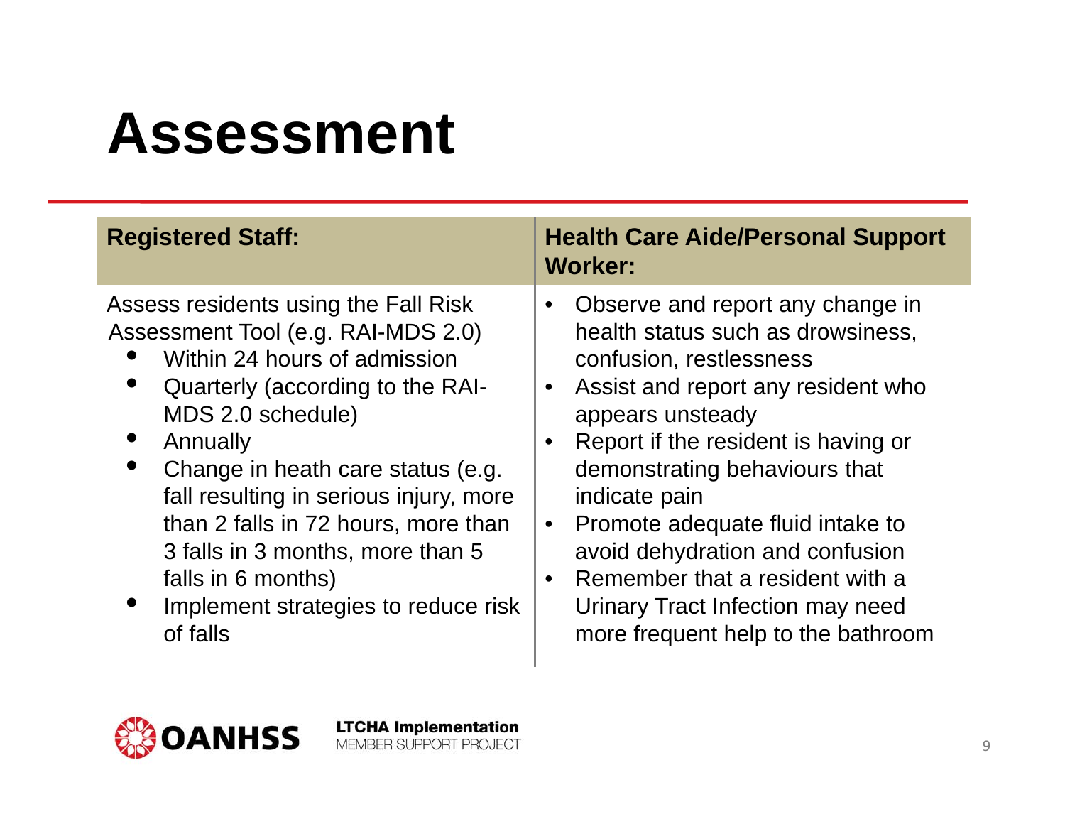# Assessment

| Registered Staff: | Health Care Aide/Personal Support Worker: |
|---|---|
| Assess residents using the Fall Risk Assessment Tool (e.g. RAI-MDS 2.0)<br>• Within 24 hours of admission<br>• Quarterly (according to the RAI-MDS 2.0 schedule)<br>• Annually<br>• Change in heath care status (e.g. fall resulting in serious injury, more than 2 falls in 72 hours, more than 3 falls in 3 months, more than 5 falls in 6 months)<br>• Implement strategies to reduce risk of falls | • Observe and report any change in health status such as drowsiness, confusion, restlessness<br>• Assist and report any resident who appears unsteady<br>• Report if the resident is having or demonstrating behaviours that indicate pain<br>• Promote adequate fluid intake to avoid dehydration and confusion<br>• Remember that a resident with a Urinary Tract Infection may need more frequent help to the bathroom |

OANHSS

**LTCHA Implementation**
MEMBER SUPPORT PROJECT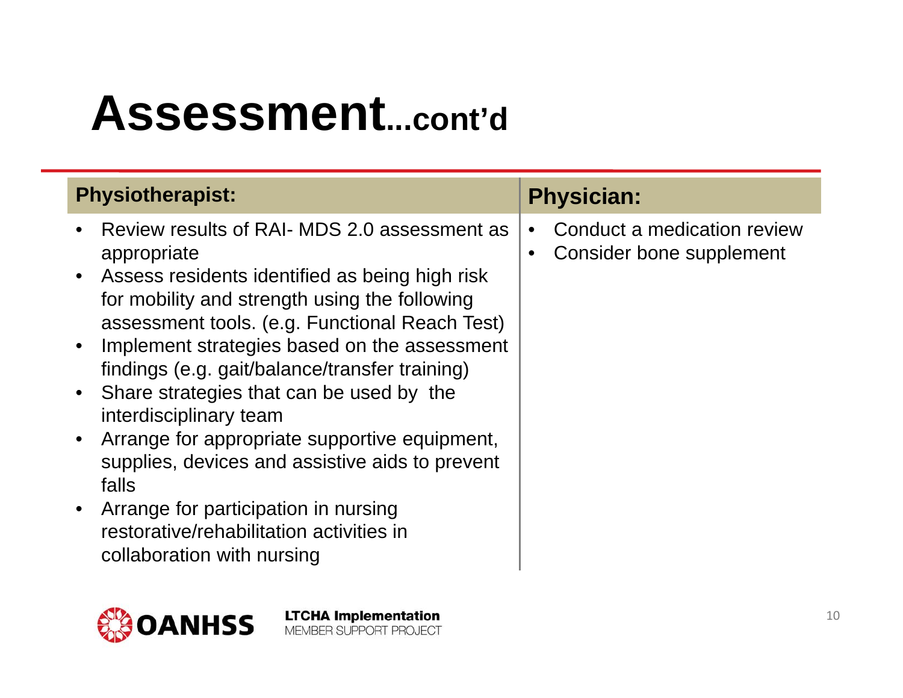# Assessment...cont'd

| Physiotherapist: | Physician: |
|---|---|
| • Review results of RAI- MDS 2.0 assessment as appropriate<br>• Assess residents identified as being high risk for mobility and strength using the following assessment tools. (e.g. Functional Reach Test)<br>• Implement strategies based on the assessment findings (e.g. gait/balance/transfer training)<br>• Share strategies that can be used by the interdisciplinary team<br>• Arrange for appropriate supportive equipment, supplies, devices and assistive aids to prevent falls<br>• Arrange for participation in nursing restorative/rehabilitation activities in collaboration with nursing | • Conduct a medication review<br>• Consider bone supplement |

OANHSS

**LTCHA Implementation**
MEMBER SUPPORT PROJECT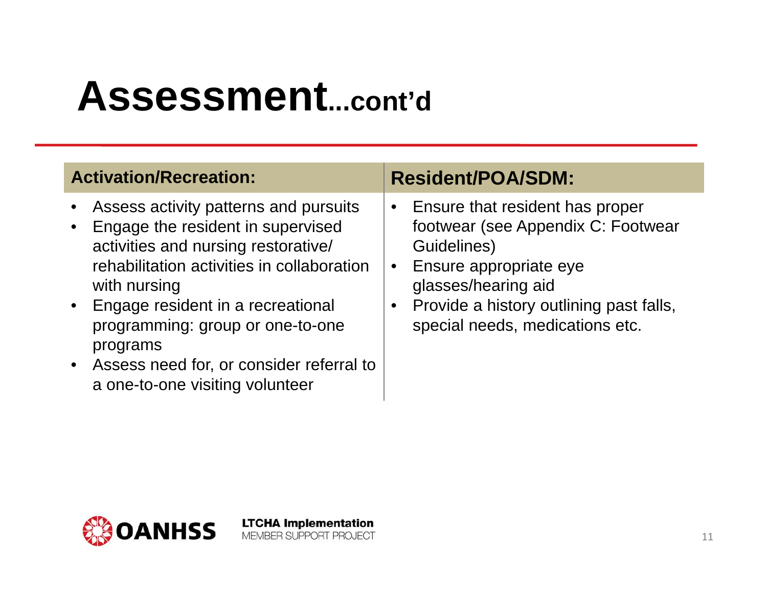# Assessment...cont'd

| Activation/Recreation: | Resident/POA/SDM: |
| --- | --- |
| • Assess activity patterns and pursuits<br>• Engage the resident in supervised activities and nursing restorative/ rehabilitation activities in collaboration with nursing<br>• Engage resident in a recreational programming: group or one-to-one programs<br>• Assess need for, or consider referral to a one-to-one visiting volunteer | • Ensure that resident has proper footwear (see Appendix C: Footwear Guidelines)<br>• Ensure appropriate eye glasses/hearing aid<br>• Provide a history outlining past falls, special needs, medications etc. |

OANHSS

**LTCHA Implementation**
MEMBER SUPPORT PROJECT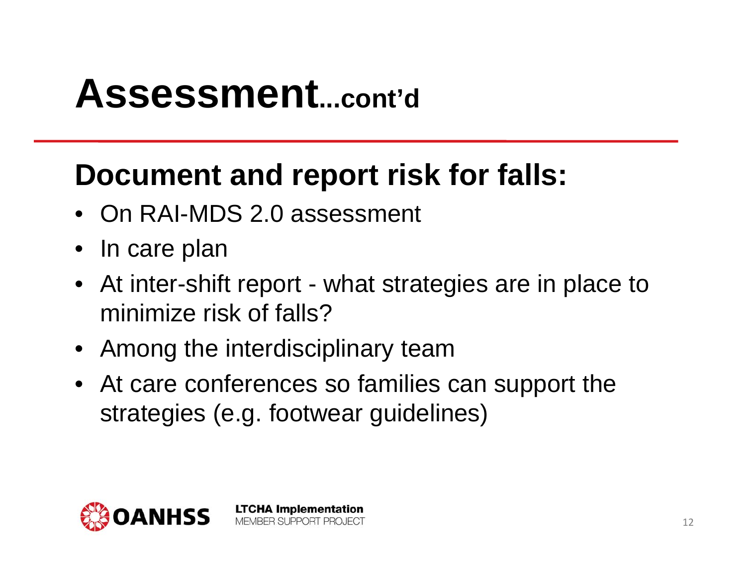# Assessment...cont'd

## Document and report risk for falls:

- On RAI-MDS 2.0 assessment
- In care plan
- At inter-shift report - what strategies are in place to minimize risk of falls?
- Among the interdisciplinary team
- At care conferences so families can support the strategies (e.g. footwear guidelines)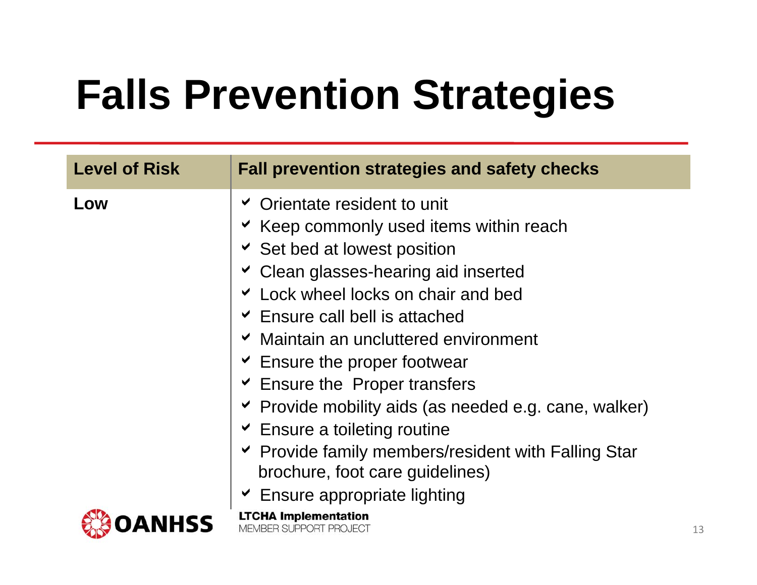# Falls Prevention Strategies

| Level of Risk | Fall prevention strategies and safety checks |
| --- | --- |
| Low | ✓ Orientate resident to unit<br>✓ Keep commonly used items within reach<br>✓ Set bed at lowest position<br>✓ Clean glasses-hearing aid inserted<br>✓ Lock wheel locks on chair and bed<br>✓ Ensure call bell is attached<br>✓ Maintain an uncluttered environment<br>✓ Ensure the proper footwear<br>✓ Ensure the Proper transfers<br>✓ Provide mobility aids (as needed e.g. cane, walker)<br>✓ Ensure a toileting routine<br>✓ Provide family members/resident with Falling Star brochure, foot care guidelines)<br>✓ Ensure appropriate lighting |

OANHSS

**LTCHA Implementation**
MEMBER SUPPORT PROJECT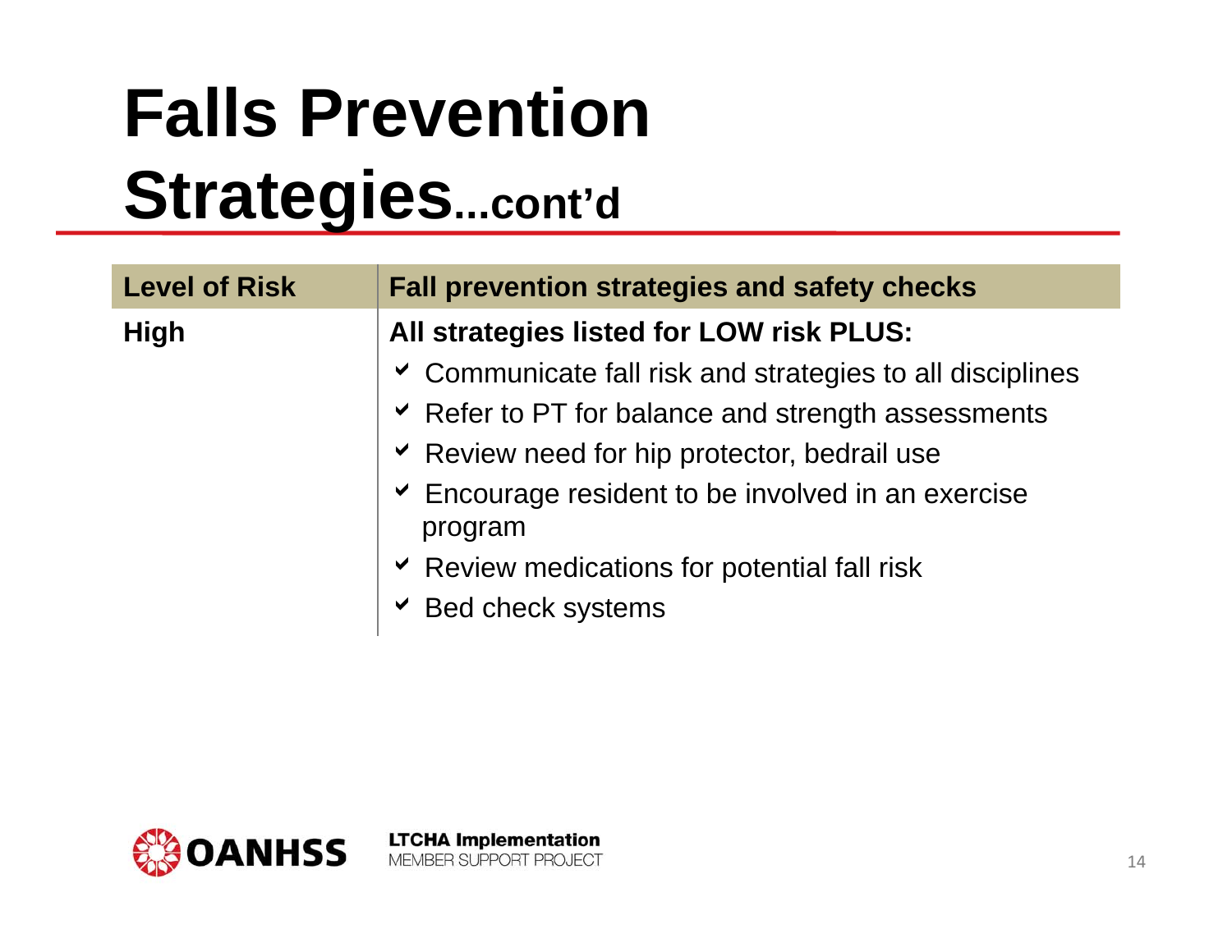# Falls Prevention Strategies...cont'd

| Level of Risk | Fall prevention strategies and safety checks |
| --- | --- |
| High | **All strategies listed for LOW risk PLUS:**<br>✓ Communicate fall risk and strategies to all disciplines<br>✓ Refer to PT for balance and strength assessments<br>✓ Review need for hip protector, bedrail use<br>✓ Encourage resident to be involved in an exercise program<br>✓ Review medications for potential fall risk<br>✓ Bed check systems |

OANHSS

**LTCHA Implementation**
MEMBER SUPPORT PROJECT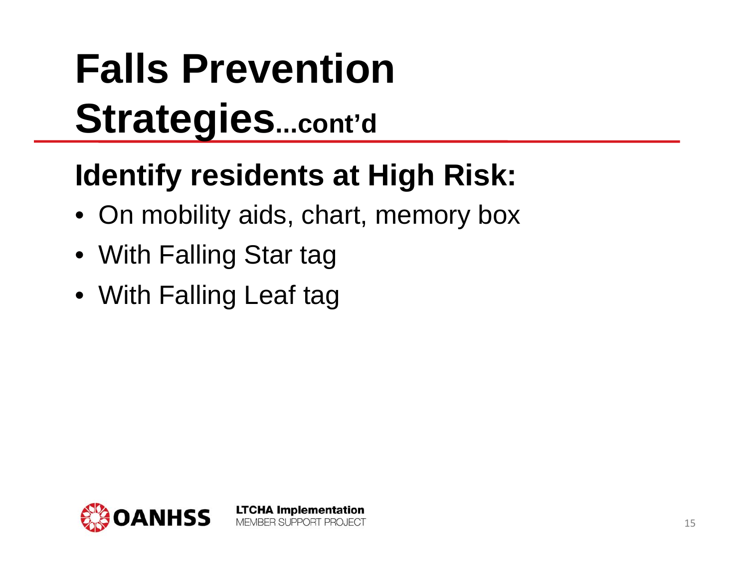# Falls Prevention Strategies...cont'd

## Identify residents at High Risk:

- On mobility aids, chart, memory box
- With Falling Star tag
- With Falling Leaf tag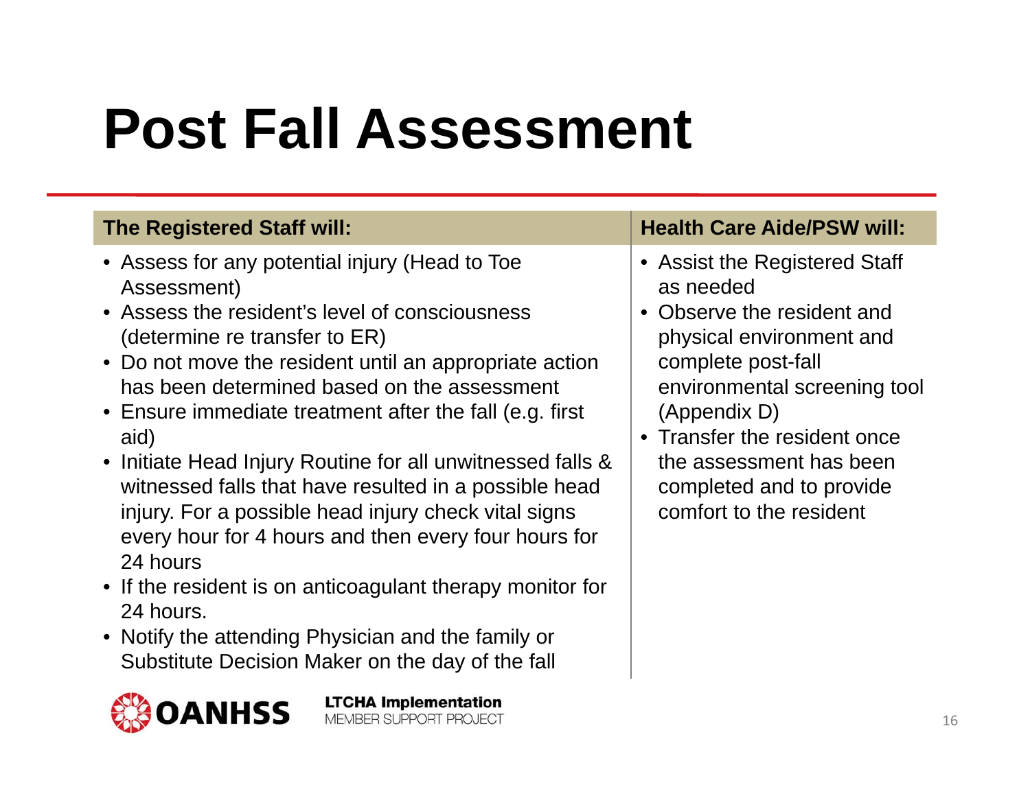# Post Fall Assessment

| The Registered Staff will: | Health Care Aide/PSW will: |
|---|---|
| • Assess for any potential injury (Head to Toe Assessment)<br>• Assess the resident's level of consciousness (determine re transfer to ER)<br>• Do not move the resident until an appropriate action has been determined based on the assessment<br>• Ensure immediate treatment after the fall (e.g. first aid)<br>• Initiate Head Injury Routine for all unwitnessed falls & witnessed falls that have resulted in a possible head injury. For a possible head injury check vital signs every hour for 4 hours and then every four hours for 24 hours<br>• If the resident is on anticoagulant therapy monitor for 24 hours.<br>• Notify the attending Physician and the family or Substitute Decision Maker on the day of the fall | • Assist the Registered Staff as needed<br>• Observe the resident and physical environment and complete post-fall environmental screening tool (Appendix D)<br>• Transfer the resident once the assessment has been completed and to provide comfort to the resident |

OANHSS

**LTCHA Implementation**
MEMBER SUPPORT PROJECT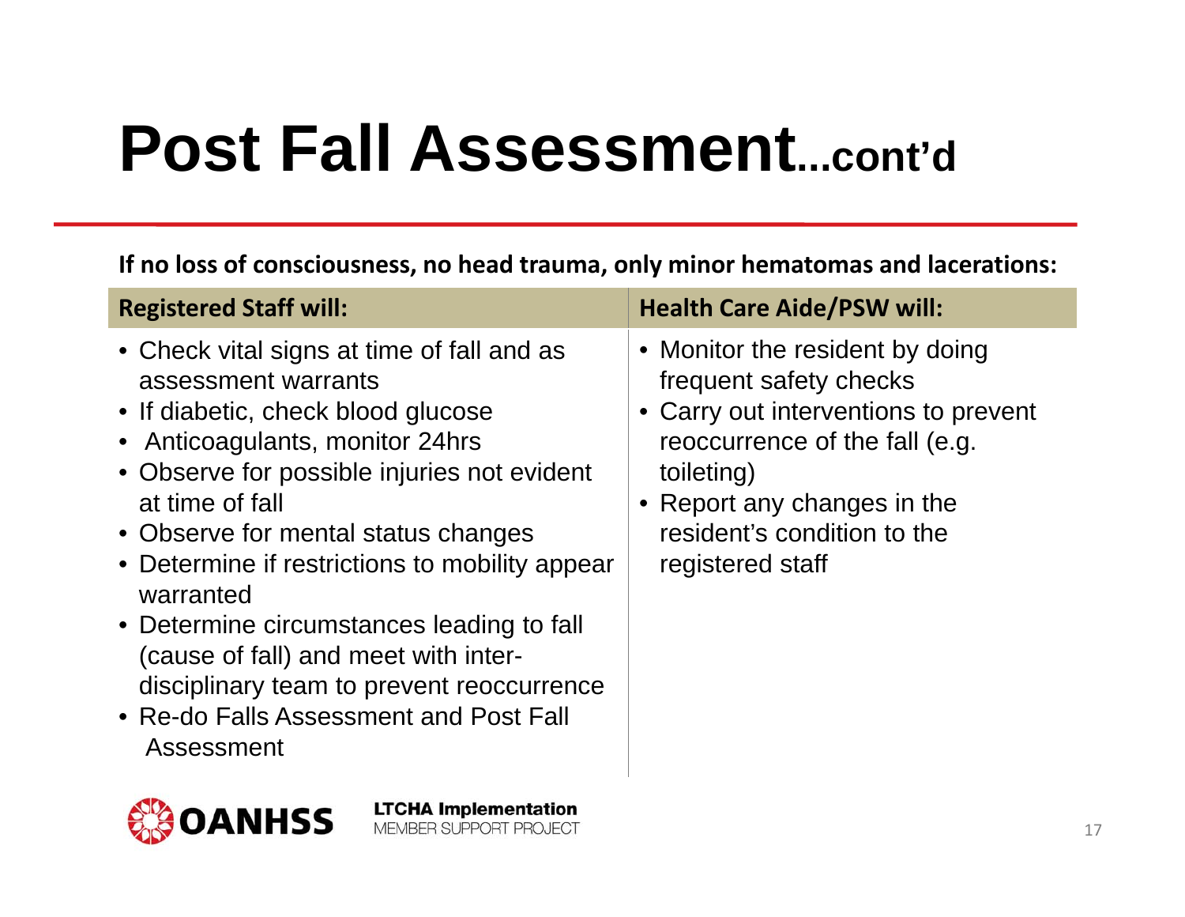# Post Fall Assessment...cont'd

**If no loss of consciousness, no head trauma, only minor hematomas and lacerations:**

| Registered Staff will: | Health Care Aide/PSW will: |
|---|---|
| • Check vital signs at time of fall and as assessment warrants<br>• If diabetic, check blood glucose<br>• Anticoagulants, monitor 24hrs<br>• Observe for possible injuries not evident at time of fall<br>• Observe for mental status changes<br>• Determine if restrictions to mobility appear warranted<br>• Determine circumstances leading to fall (cause of fall) and meet with inter-disciplinary team to prevent reoccurrence<br>• Re-do Falls Assessment and Post Fall Assessment | • Monitor the resident by doing frequent safety checks<br>• Carry out interventions to prevent reoccurrence of the fall (e.g. toileting)<br>• Report any changes in the resident's condition to the registered staff |

OANHSS

**LTCHA Implementation**
MEMBER SUPPORT PROJECT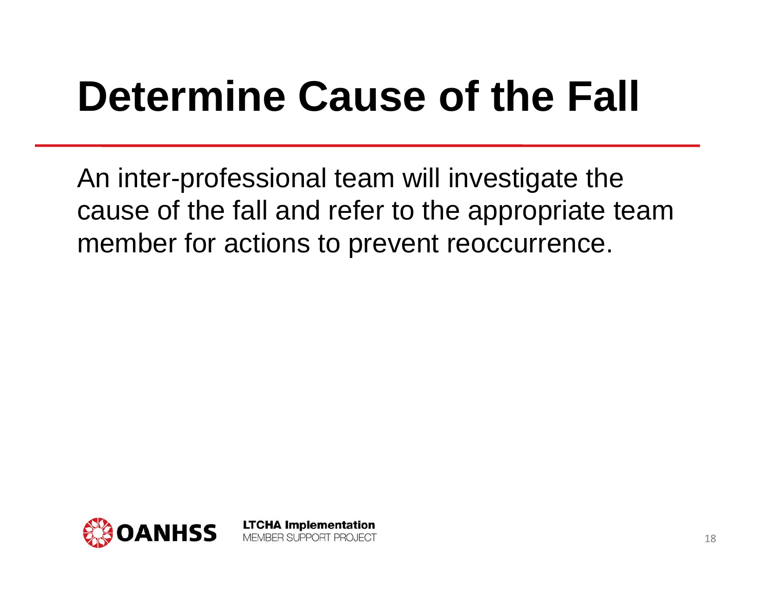# Determine Cause of the Fall

An inter-professional team will investigate the cause of the fall and refer to the appropriate team member for actions to prevent reoccurrence.

OANHSS

**LTCHA Implementation**
MEMBER SUPPORT PROJECT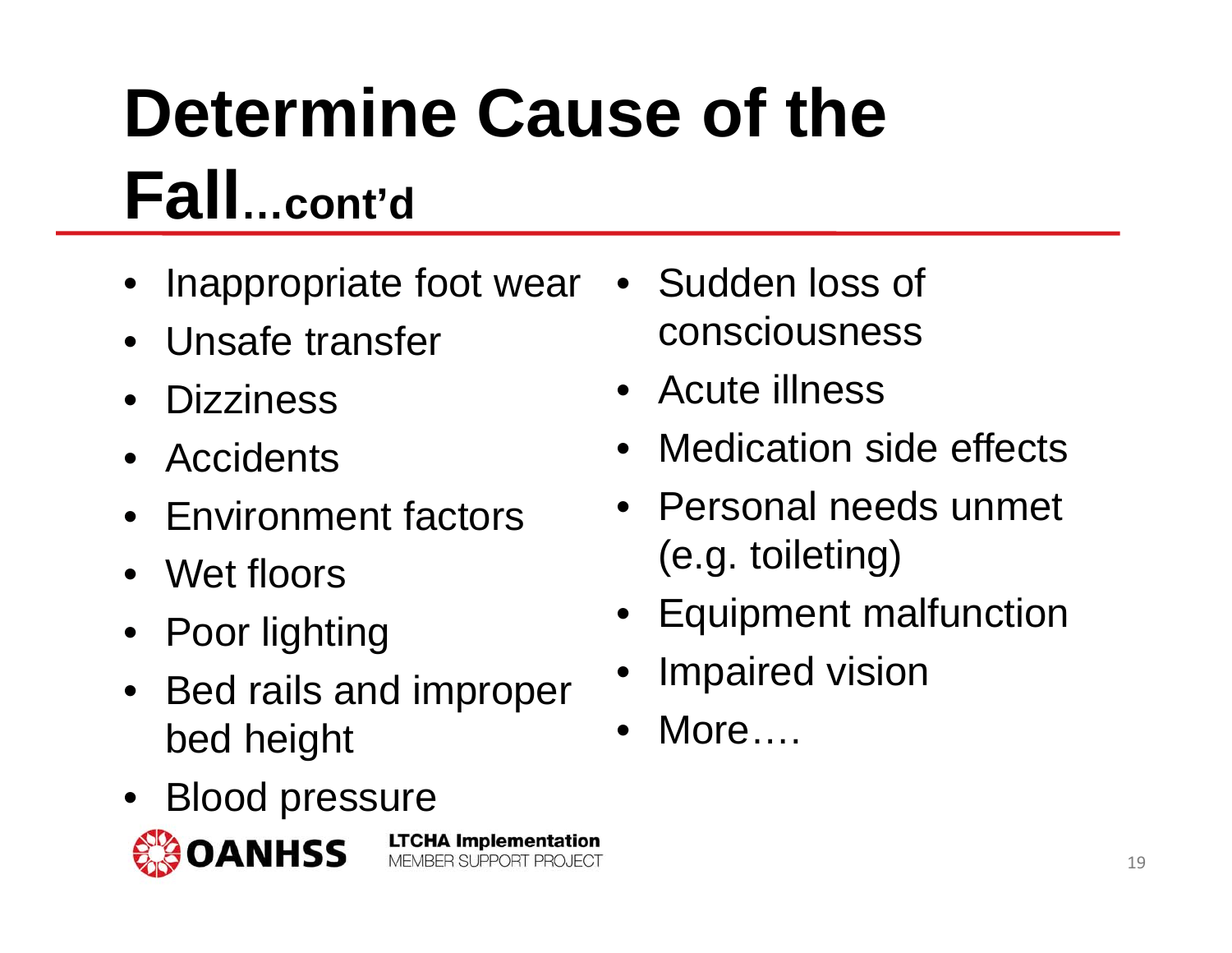# Determine Cause of the Fall…cont'd

- Inappropriate foot wear
- Unsafe transfer
- Dizziness
- Accidents
- Environment factors
- Wet floors
- Poor lighting
- Bed rails and improper bed height
- Blood pressure
- Sudden loss of consciousness
- Acute illness
- Medication side effects
- Personal needs unmet (e.g. toileting)
- Equipment malfunction
- Impaired vision
- More….

OANHSS LTCHA Implementation MEMBER SUPPORT PROJECT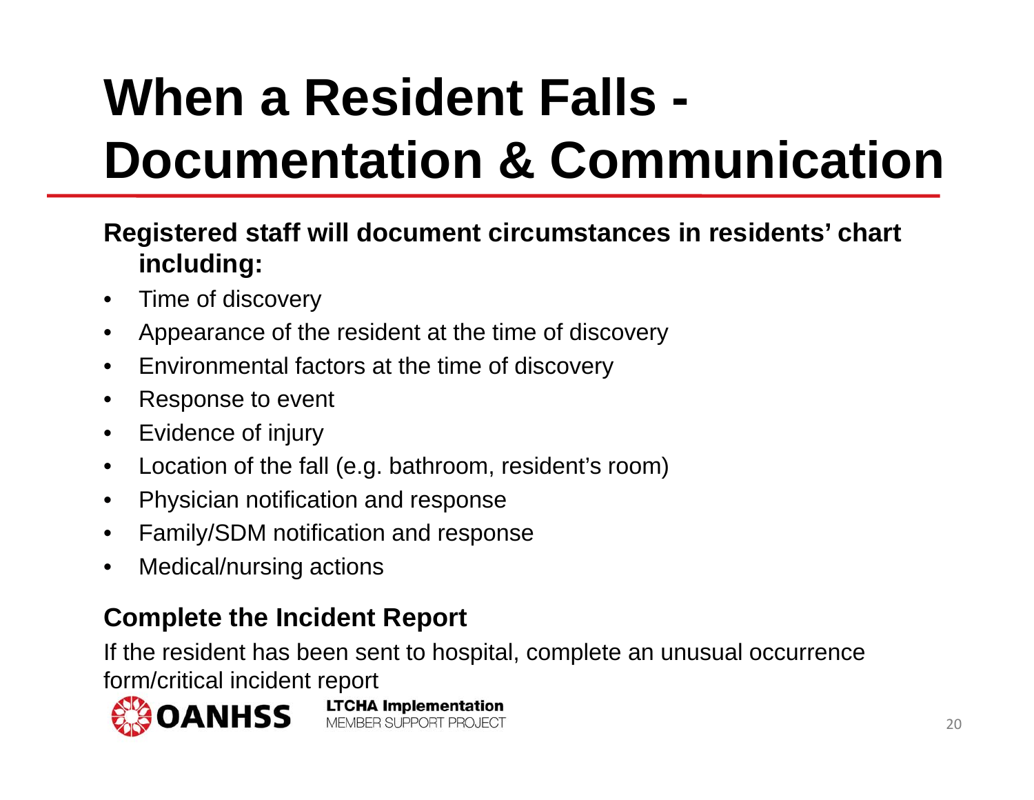# When a Resident Falls - Documentation & Communication

**Registered staff will document circumstances in residents' chart including:**

- Time of discovery
- Appearance of the resident at the time of discovery
- Environmental factors at the time of discovery
- Response to event
- Evidence of injury
- Location of the fall (e.g. bathroom, resident's room)
- Physician notification and response
- Family/SDM notification and response
- Medical/nursing actions

**Complete the Incident Report**

If the resident has been sent to hospital, complete an unusual occurrence form/critical incident report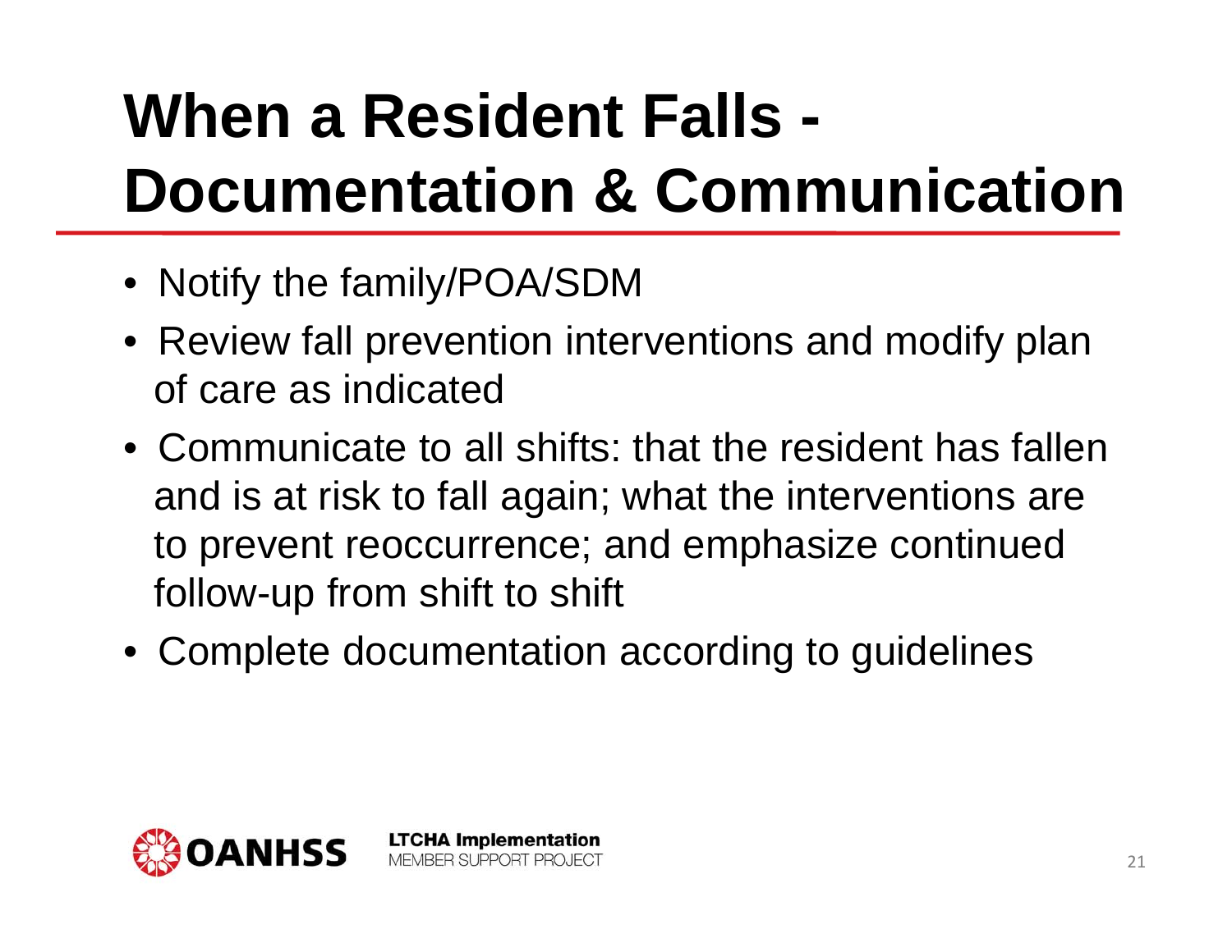# When a Resident Falls - Documentation & Communication

- Notify the family/POA/SDM
- Review fall prevention interventions and modify plan of care as indicated
- Communicate to all shifts: that the resident has fallen and is at risk to fall again; what the interventions are to prevent reoccurrence; and emphasize continued follow-up from shift to shift
- Complete documentation according to guidelines

OANHSS

**LTCHA Implementation**
MEMBER SUPPORT PROJECT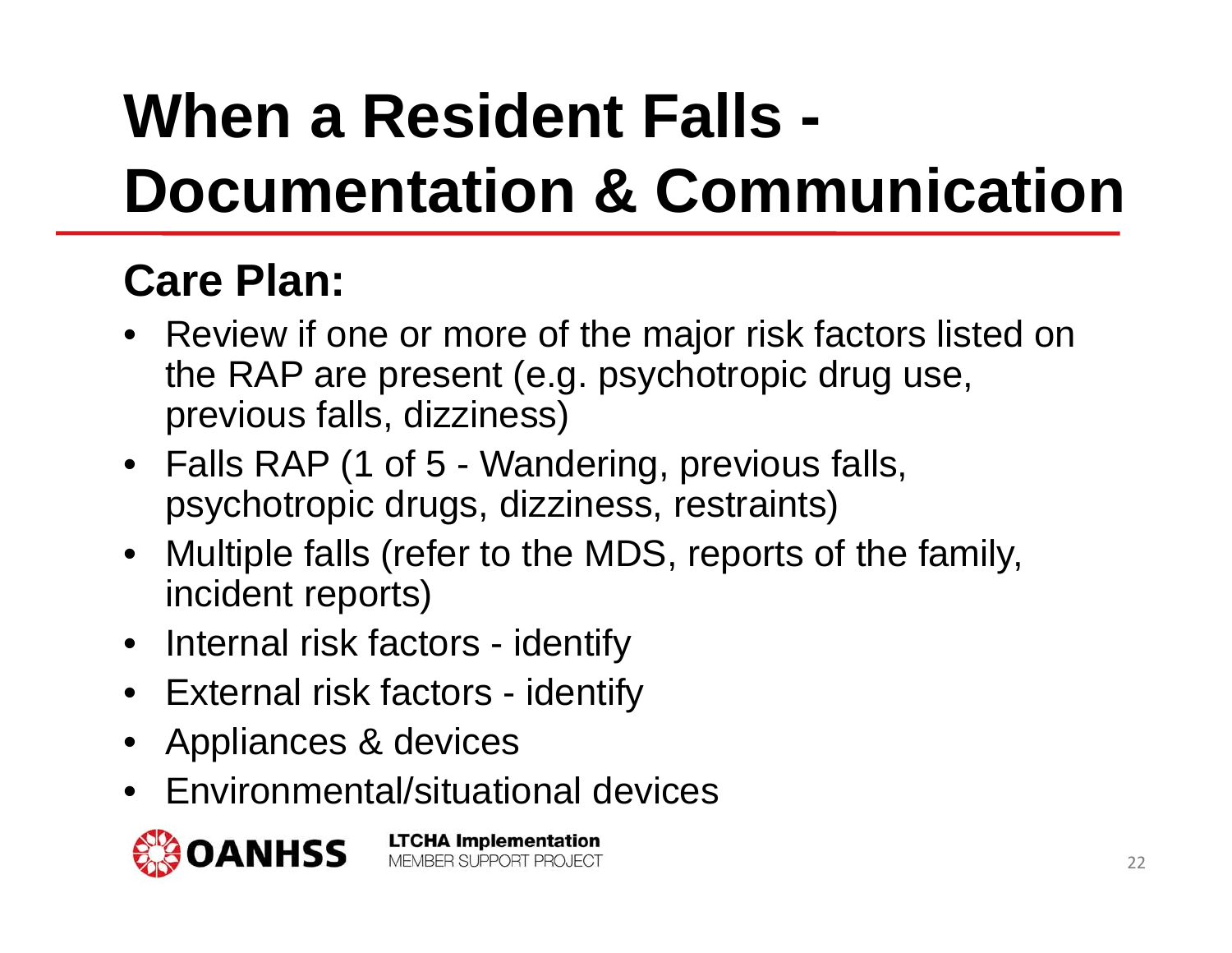# When a Resident Falls - Documentation & Communication

## Care Plan:

- Review if one or more of the major risk factors listed on the RAP are present (e.g. psychotropic drug use, previous falls, dizziness)
- Falls RAP (1 of 5 - Wandering, previous falls, psychotropic drugs, dizziness, restraints)
- Multiple falls (refer to the MDS, reports of the family, incident reports)
- Internal risk factors - identify
- External risk factors - identify
- Appliances & devices
- Environmental/situational devices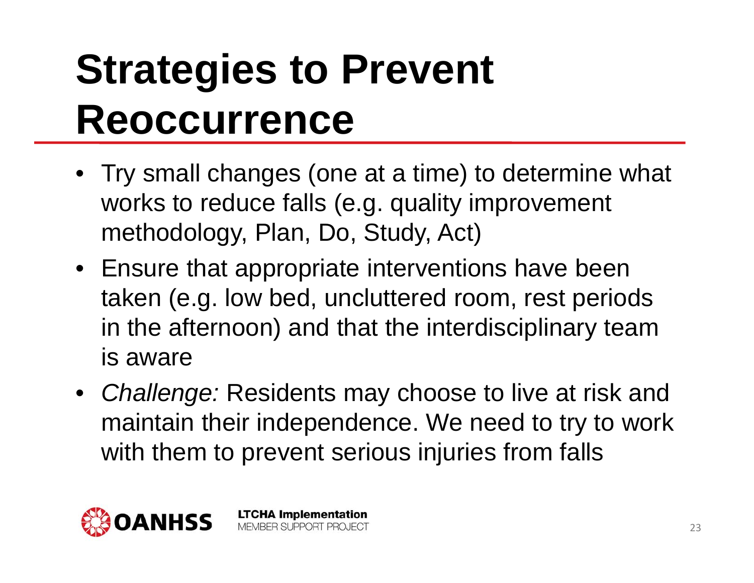# Strategies to Prevent Reoccurrence

- Try small changes (one at a time) to determine what works to reduce falls (e.g. quality improvement methodology, Plan, Do, Study, Act)
- Ensure that appropriate interventions have been taken (e.g. low bed, uncluttered room, rest periods in the afternoon) and that the interdisciplinary team is aware
- *Challenge:* Residents may choose to live at risk and maintain their independence. We need to try to work with them to prevent serious injuries from falls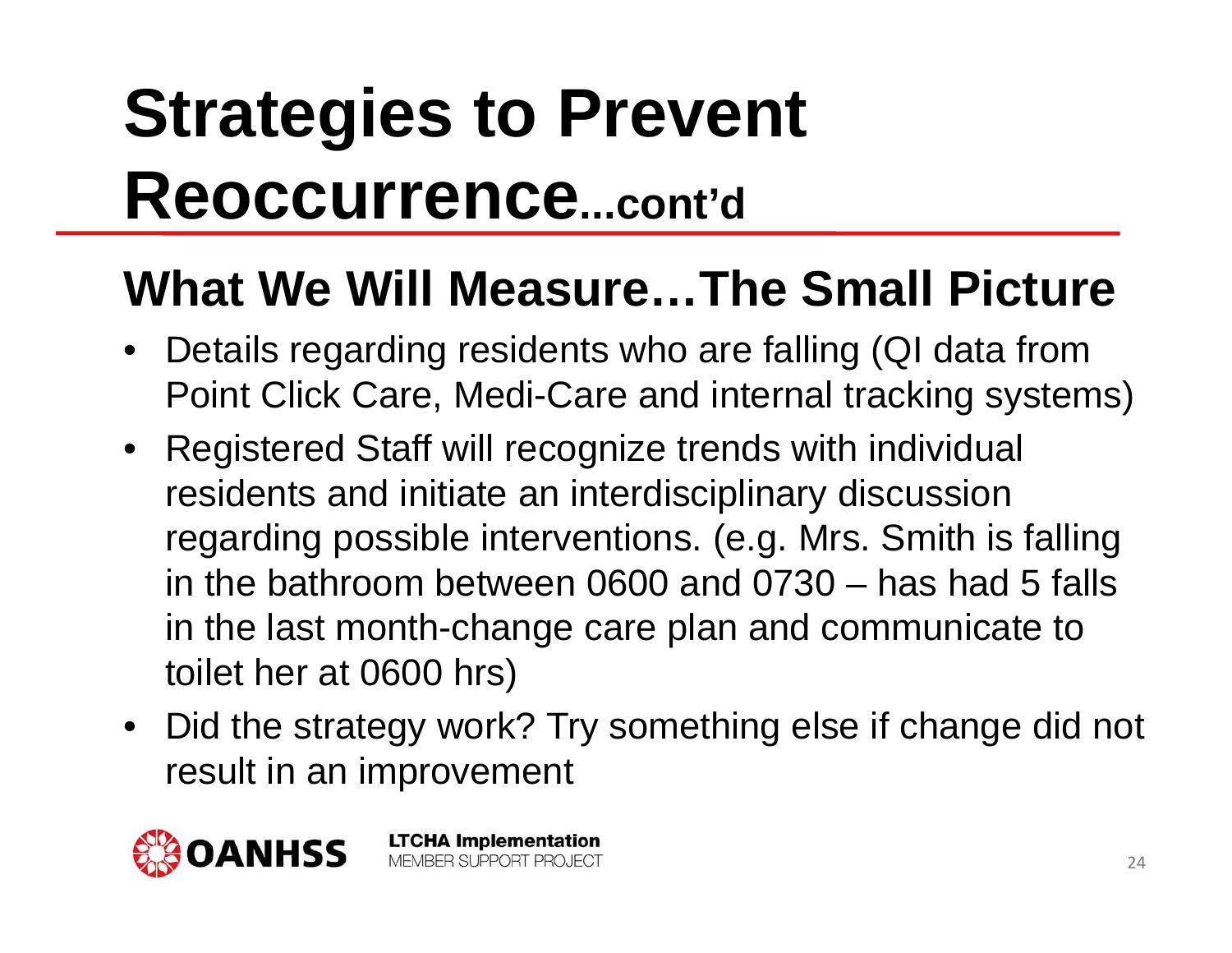# Strategies to Prevent Reoccurrence...cont'd

## What We Will Measure…The Small Picture

- Details regarding residents who are falling (QI data from Point Click Care, Medi-Care and internal tracking systems)
- Registered Staff will recognize trends with individual residents and initiate an interdisciplinary discussion regarding possible interventions. (e.g. Mrs. Smith is falling in the bathroom between 0600 and 0730 – has had 5 falls in the last month-change care plan and communicate to toilet her at 0600 hrs)
- Did the strategy work? Try something else if change did not result in an improvement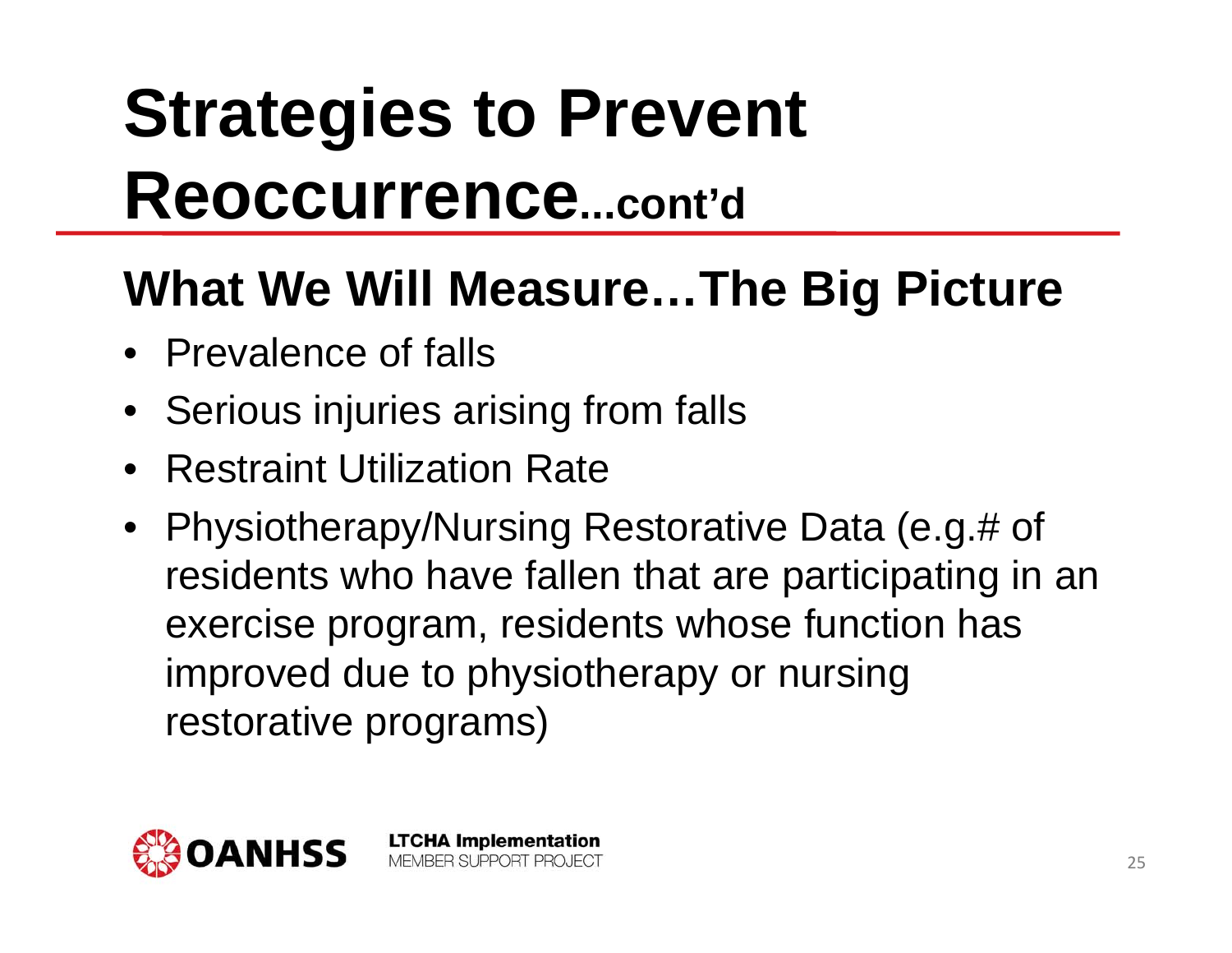# Strategies to Prevent Reoccurrence...cont'd

## What We Will Measure…The Big Picture

- Prevalence of falls
- Serious injuries arising from falls
- Restraint Utilization Rate
- Physiotherapy/Nursing Restorative Data (e.g.# of residents who have fallen that are participating in an exercise program, residents whose function has improved due to physiotherapy or nursing restorative programs)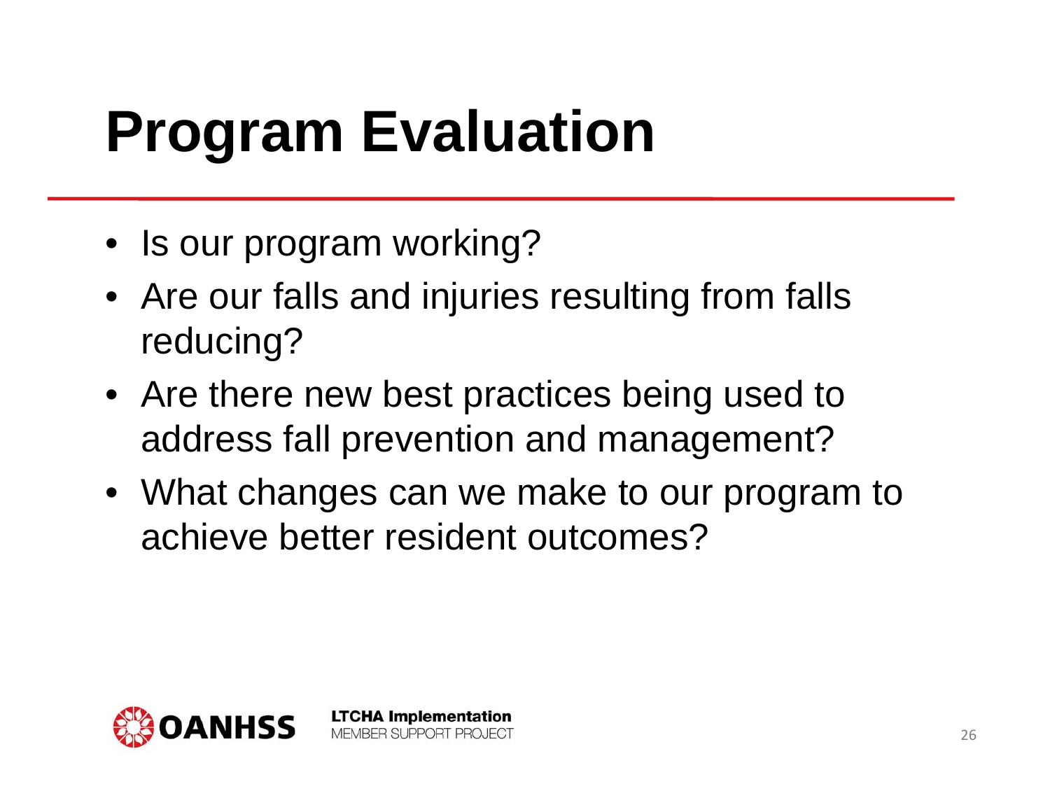# Program Evaluation

- Is our program working?
- Are our falls and injuries resulting from falls reducing?
- Are there new best practices being used to address fall prevention and management?
- What changes can we make to our program to achieve better resident outcomes?

OANHSS

**LTCHA Implementation**
MEMBER SUPPORT PROJECT